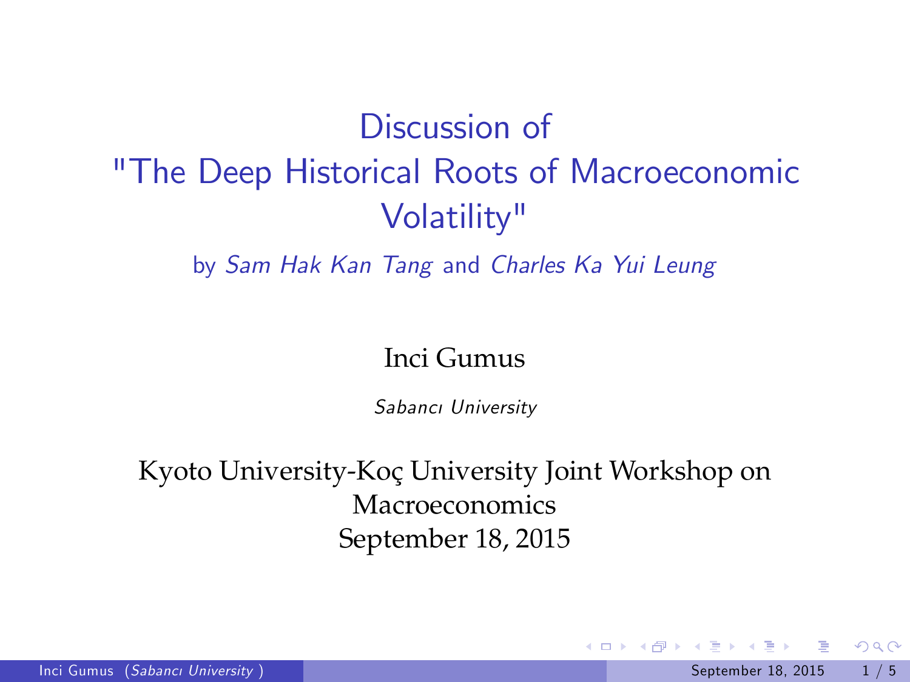# Discussion of "The Deep Historical Roots of Macroeconomic Volatility"

by *Sam Hak Kan Tang* and *Charles Ka Yui Leung*

Inci Gumus

*Sabancı University*

Kyoto University-Koç University Joint Workshop on Macroeconomics
September 18, 2015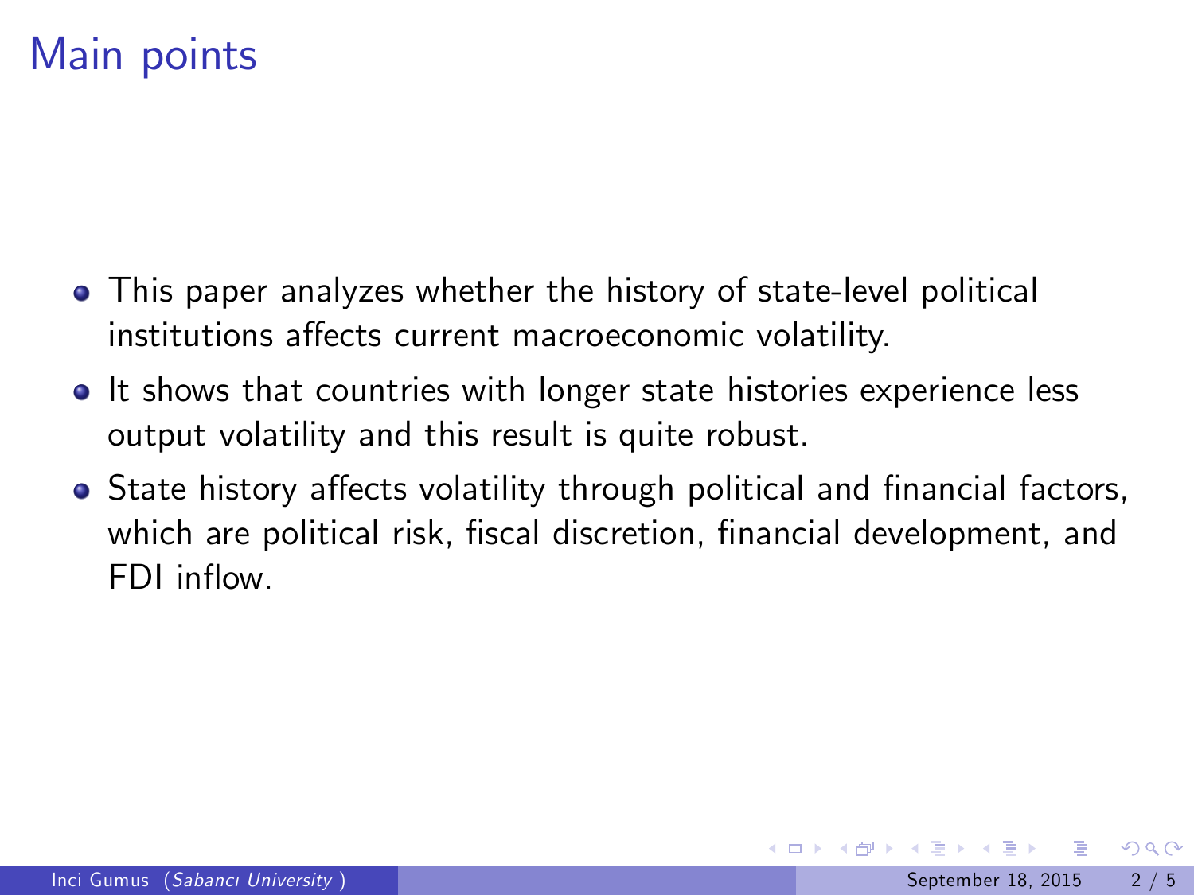# Main points

- This paper analyzes whether the history of state-level political institutions affects current macroeconomic volatility.
- It shows that countries with longer state histories experience less output volatility and this result is quite robust.
- State history affects volatility through political and financial factors, which are political risk, fiscal discretion, financial development, and FDI inflow.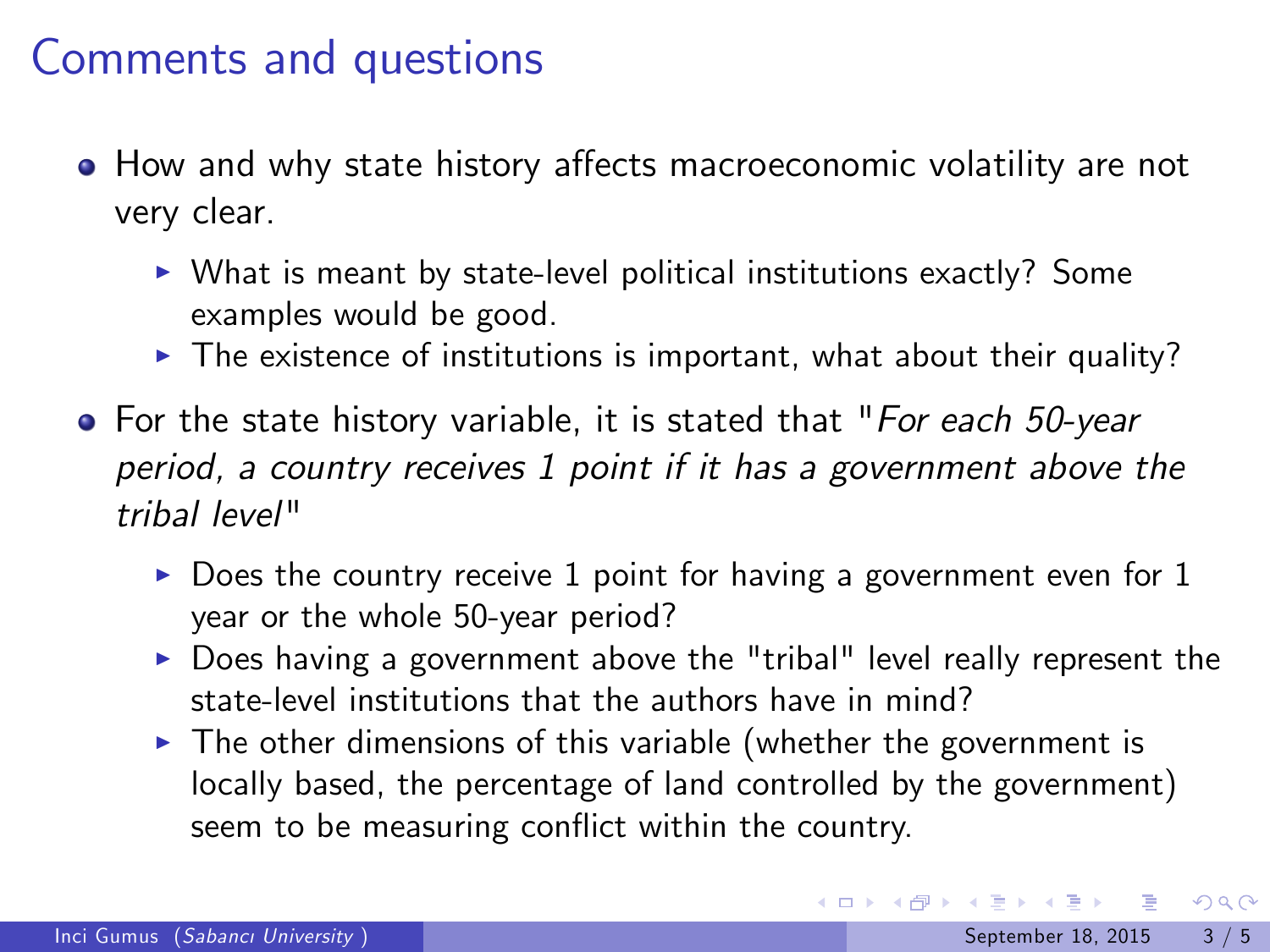# Comments and questions

- How and why state history affects macroeconomic volatility are not very clear.
  - What is meant by state-level political institutions exactly? Some examples would be good.
  - The existence of institutions is important, what about their quality?
- For the state history variable, it is stated that "*For each 50-year period, a country receives 1 point if it has a government above the tribal level*"
  - Does the country receive 1 point for having a government even for 1 year or the whole 50-year period?
  - Does having a government above the "tribal" level really represent the state-level institutions that the authors have in mind?
  - The other dimensions of this variable (whether the government is locally based, the percentage of land controlled by the government) seem to be measuring conflict within the country.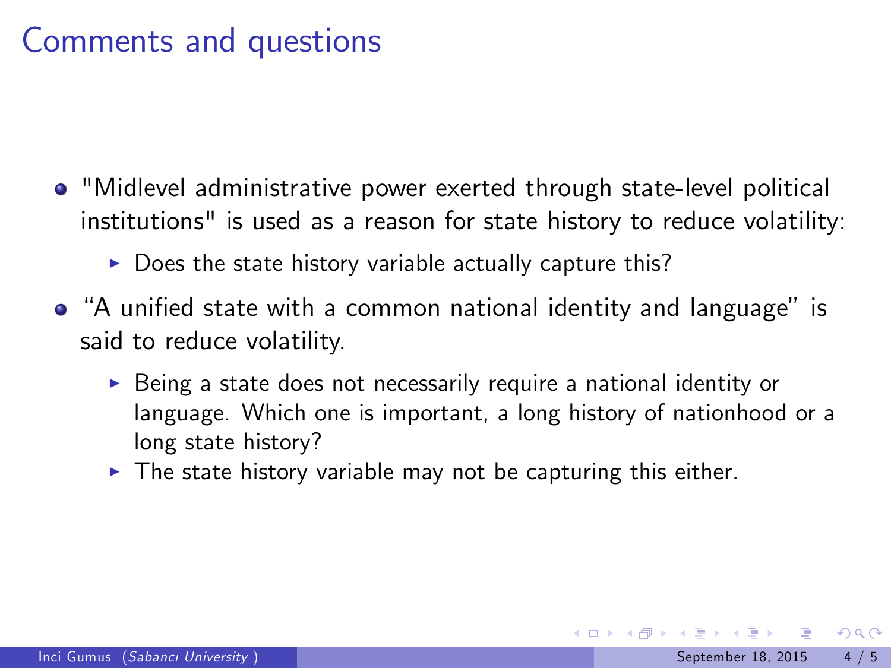# Comments and questions

- "Midlevel administrative power exerted through state-level political institutions" is used as a reason for state history to reduce volatility:
  - Does the state history variable actually capture this?
- “A unified state with a common national identity and language” is said to reduce volatility.
  - Being a state does not necessarily require a national identity or language. Which one is important, a long history of nationhood or a long state history?
  - The state history variable may not be capturing this either.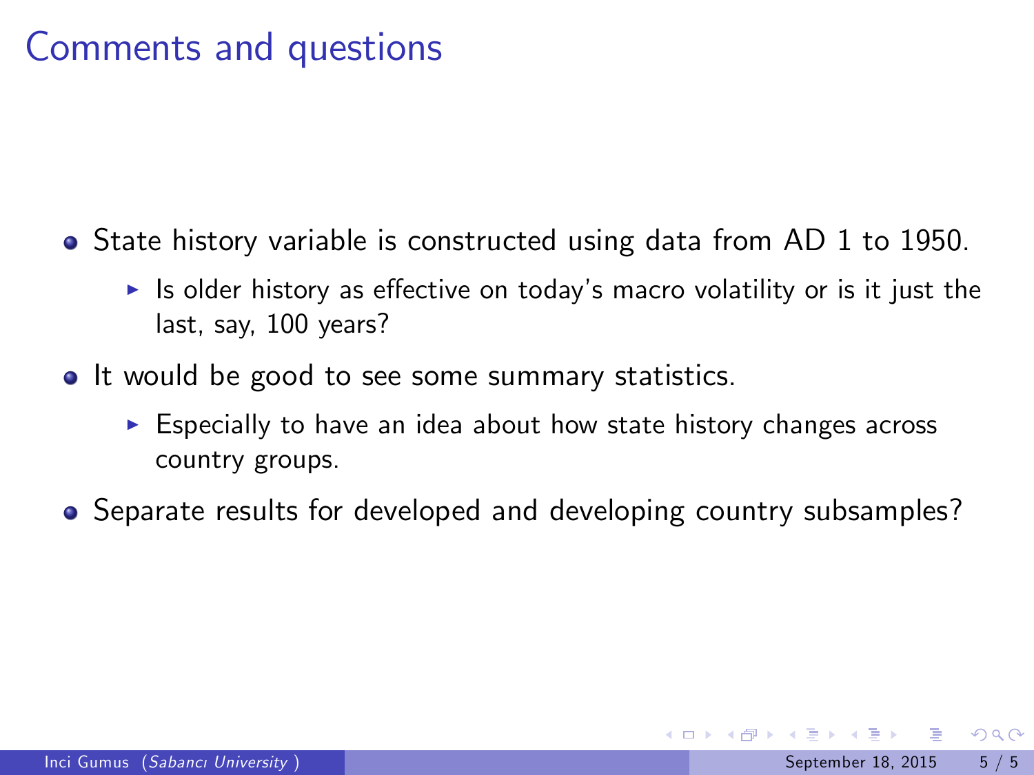# Comments and questions

- State history variable is constructed using data from AD 1 to 1950.
  - Is older history as effective on today's macro volatility or is it just the last, say, 100 years?
- It would be good to see some summary statistics.
  - Especially to have an idea about how state history changes across country groups.
- Separate results for developed and developing country subsamples?